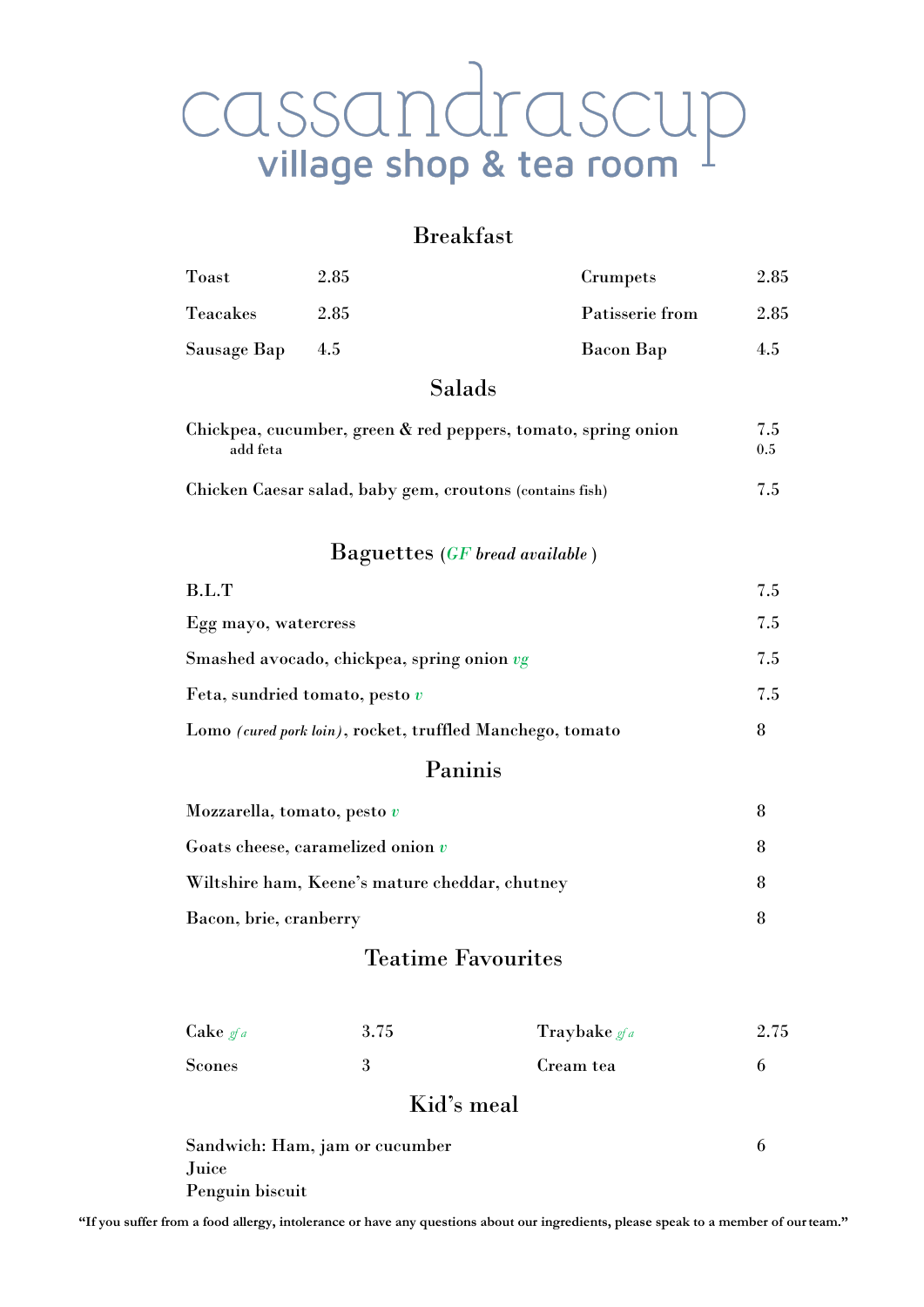# cassandrascup

village shop & tea room

## Breakfast

| | | | |
|---|---|---|---|
| Toast | 2.85 | Crumpets | 2.85 |
| Teacakes | 2.85 | Patisserie from | 2.85 |
| Sausage Bap | 4.5 | Bacon Bap | 4.5 |

## Salads

| | |
|---|---|
| Chickpea, cucumber, green & red peppers, tomato, spring onion | 7.5 |
| add feta | 0.5 |
| Chicken Caesar salad, baby gem, croutons (contains fish) | 7.5 |

## Baguettes (*GF bread available*)

| | |
|---|---|
| B.L.T | 7.5 |
| Egg mayo, watercress | 7.5 |
| Smashed avocado, chickpea, spring onion *vg* | 7.5 |
| Feta, sundried tomato, pesto *v* | 7.5 |
| Lomo *(cured pork loin)*, rocket, truffled Manchego, tomato | 8 |

## Paninis

| | |
|---|---|
| Mozzarella, tomato, pesto *v* | 8 |
| Goats cheese, caramelized onion *v* | 8 |
| Wiltshire ham, Keene's mature cheddar, chutney | 8 |
| Bacon, brie, cranberry | 8 |

## Teatime Favourites

| | | | |
|---|---|---|---|
| Cake *gf a* | 3.75 | Traybake *gf a* | 2.75 |
| Scones | 3 | Cream tea | 6 |

## Kid's meal

| | |
|---|---|
| Sandwich: Ham, jam or cucumber<br>Juice<br>Penguin biscuit | 6 |

**"If you suffer from a food allergy, intolerance or have any questions about our ingredients, please speak to a member of our team."**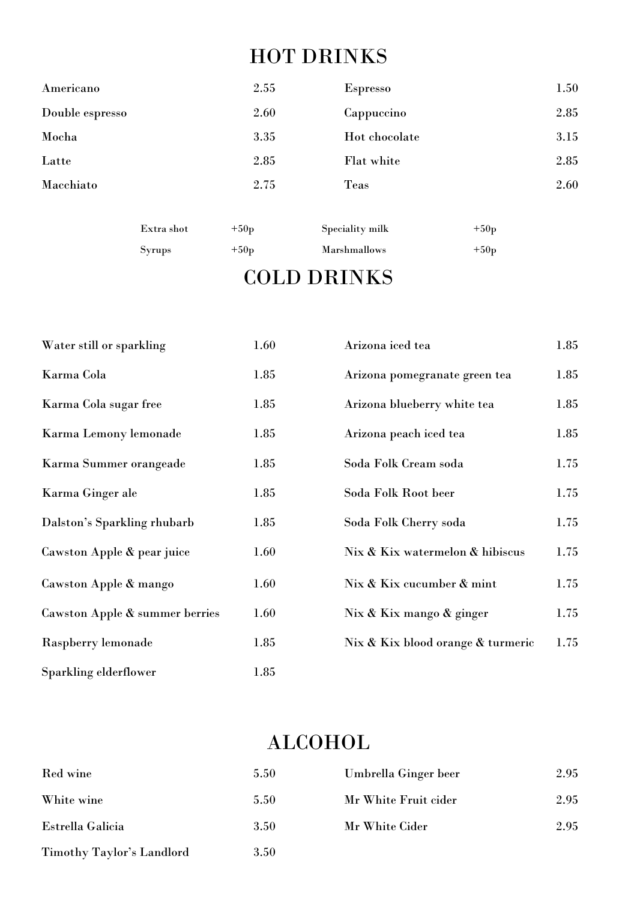# HOT DRINKS

| | |
|---|---|
| Americano | 2.55 |
| Double espresso | 2.60 |
| Mocha | 3.35 |
| Latte | 2.85 |
| Macchiato | 2.75 |
| Espresso | 1.50 |
| Cappuccino | 2.85 |
| Hot chocolate | 3.15 |
| Flat white | 2.85 |
| Teas | 2.60 |

| | |
|---|---|
| Extra shot | +50p |
| Syrups | +50p |
| Speciality milk | +50p |
| Marshmallows | +50p |

# COLD DRINKS

| | |
|---|---|
| Water still or sparkling | 1.60 |
| Karma Cola | 1.85 |
| Karma Cola sugar free | 1.85 |
| Karma Lemony lemonade | 1.85 |
| Karma Summer orangeade | 1.85 |
| Karma Ginger ale | 1.85 |
| Dalston's Sparkling rhubarb | 1.85 |
| Cawston Apple & pear juice | 1.60 |
| Cawston Apple & mango | 1.60 |
| Cawston Apple & summer berries | 1.60 |
| Raspberry lemonade | 1.85 |
| Sparkling elderflower | 1.85 |
| Arizona iced tea | 1.85 |
| Arizona pomegranate green tea | 1.85 |
| Arizona blueberry white tea | 1.85 |
| Arizona peach iced tea | 1.85 |
| Soda Folk Cream soda | 1.75 |
| Soda Folk Root beer | 1.75 |
| Soda Folk Cherry soda | 1.75 |
| Nix & Kix watermelon & hibiscus | 1.75 |
| Nix & Kix cucumber & mint | 1.75 |
| Nix & Kix mango & ginger | 1.75 |
| Nix & Kix blood orange & turmeric | 1.75 |

# ALCOHOL

| | |
|---|---|
| Red wine | 5.50 |
| White wine | 5.50 |
| Estrella Galicia | 3.50 |
| Timothy Taylor's Landlord | 3.50 |
| Umbrella Ginger beer | 2.95 |
| Mr White Fruit cider | 2.95 |
| Mr White Cider | 2.95 |